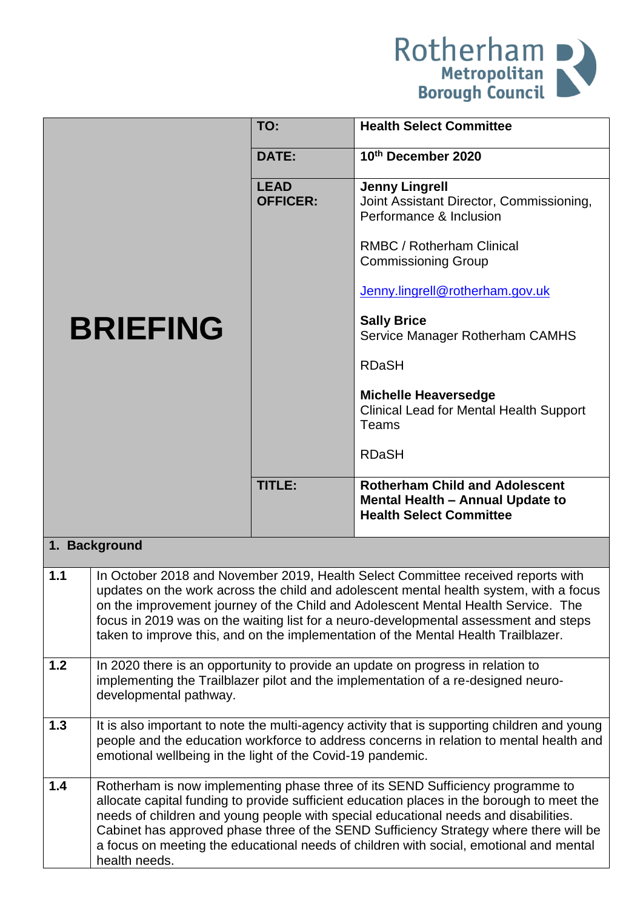Rotherham Metropolitan Borough Council

| BRIEFING | | |
|---|---|---|
| | **TO:** | **Health Select Committee** |
| | **DATE:** | **10th December 2020** |
| | **LEAD OFFICER:** | **Jenny Lingrell**<br>Joint Assistant Director, Commissioning, Performance & Inclusion<br><br>RMBC / Rotherham Clinical Commissioning Group<br><br>Jenny.lingrell@rotherham.gov.uk<br><br>**Sally Brice**<br>Service Manager Rotherham CAMHS<br><br>RDaSH<br><br>**Michelle Heaversedge**<br>Clinical Lead for Mental Health Support Teams<br><br>RDaSH |
| | **TITLE:** | **Rotherham Child and Adolescent Mental Health – Annual Update to Health Select Committee** |

## 1. Background

| | |
|---|---|
| **1.1** | In October 2018 and November 2019, Health Select Committee received reports with updates on the work across the child and adolescent mental health system, with a focus on the improvement journey of the Child and Adolescent Mental Health Service. The focus in 2019 was on the waiting list for a neuro-developmental assessment and steps taken to improve this, and on the implementation of the Mental Health Trailblazer. |
| **1.2** | In 2020 there is an opportunity to provide an update on progress in relation to implementing the Trailblazer pilot and the implementation of a re-designed neuro-developmental pathway. |
| **1.3** | It is also important to note the multi-agency activity that is supporting children and young people and the education workforce to address concerns in relation to mental health and emotional wellbeing in the light of the Covid-19 pandemic. |
| **1.4** | Rotherham is now implementing phase three of its SEND Sufficiency programme to allocate capital funding to provide sufficient education places in the borough to meet the needs of children and young people with special educational needs and disabilities. Cabinet has approved phase three of the SEND Sufficiency Strategy where there will be a focus on meeting the educational needs of children with social, emotional and mental health needs. |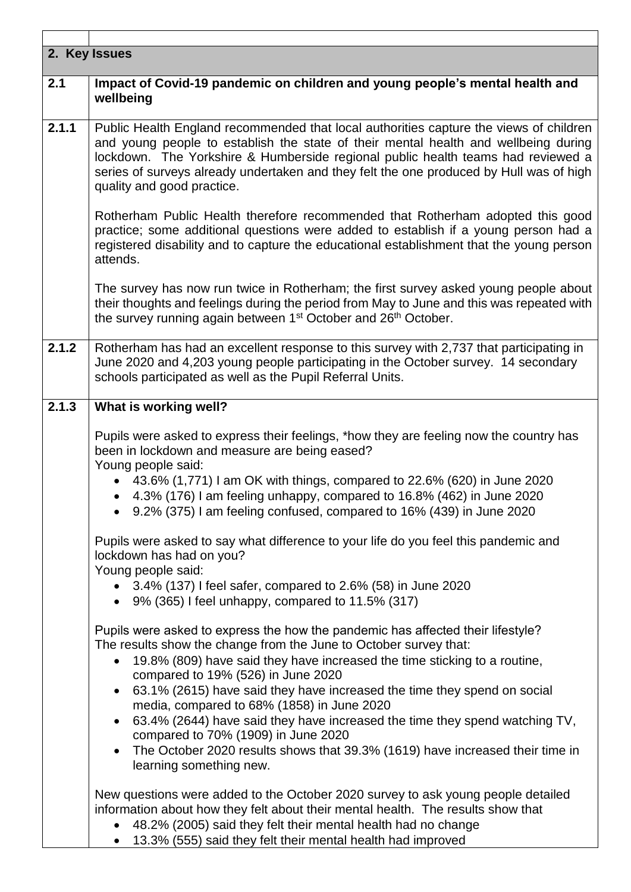## 2. Key Issues

### 2.1 Impact of Covid-19 pandemic on children and young people's mental health and wellbeing

**2.1.1** Public Health England recommended that local authorities capture the views of children and young people to establish the state of their mental health and wellbeing during lockdown. The Yorkshire & Humberside regional public health teams had reviewed a series of surveys already undertaken and they felt the one produced by Hull was of high quality and good practice.

Rotherham Public Health therefore recommended that Rotherham adopted this good practice; some additional questions were added to establish if a young person had a registered disability and to capture the educational establishment that the young person attends.

The survey has now run twice in Rotherham; the first survey asked young people about their thoughts and feelings during the period from May to June and this was repeated with the survey running again between 1st October and 26th October.

**2.1.2** Rotherham has had an excellent response to this survey with 2,737 that participating in June 2020 and 4,203 young people participating in the October survey. 14 secondary schools participated as well as the Pupil Referral Units.

**2.1.3 What is working well?**

Pupils were asked to express their feelings, *how they are feeling now the country has been in lockdown and measure are being eased?

Young people said:

- 43.6% (1,771) I am OK with things, compared to 22.6% (620) in June 2020
- 4.3% (176) I am feeling unhappy, compared to 16.8% (462) in June 2020
- 9.2% (375) I am feeling confused, compared to 16% (439) in June 2020

Pupils were asked to say what difference to your life do you feel this pandemic and lockdown has had on you?

Young people said:

- 3.4% (137) I feel safer, compared to 2.6% (58) in June 2020
- 9% (365) I feel unhappy, compared to 11.5% (317)

Pupils were asked to express the how the pandemic has affected their lifestyle?

The results show the change from the June to October survey that:

- 19.8% (809) have said they have increased the time sticking to a routine, compared to 19% (526) in June 2020
- 63.1% (2615) have said they have increased the time they spend on social media, compared to 68% (1858) in June 2020
- 63.4% (2644) have said they have increased the time they spend watching TV, compared to 70% (1909) in June 2020
- The October 2020 results shows that 39.3% (1619) have increased their time in learning something new.

New questions were added to the October 2020 survey to ask young people detailed information about how they felt about their mental health. The results show that

- 48.2% (2005) said they felt their mental health had no change
- 13.3% (555) said they felt their mental health had improved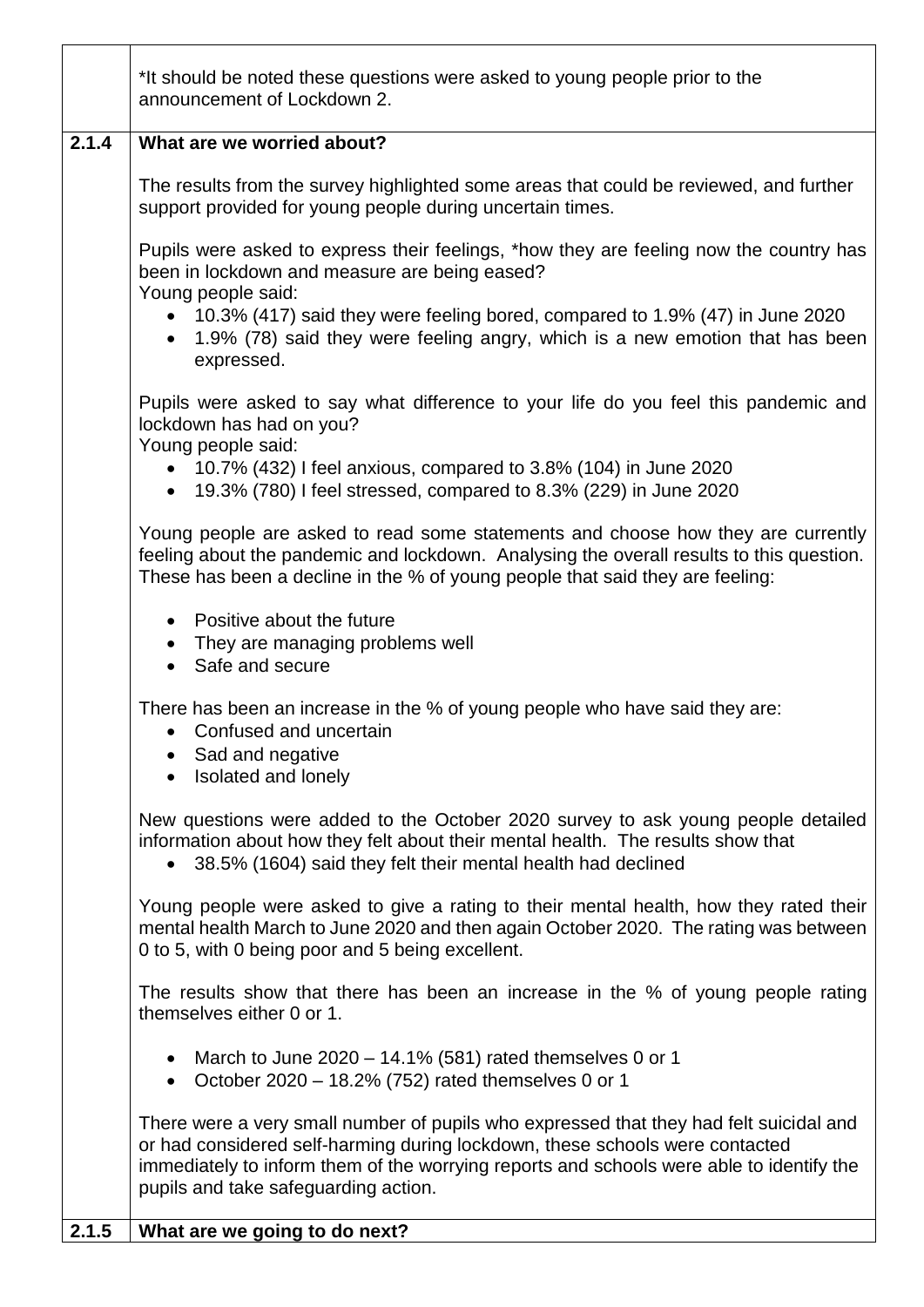*It should be noted these questions were asked to young people prior to the announcement of Lockdown 2.

### 2.1.4 What are we worried about?

The results from the survey highlighted some areas that could be reviewed, and further support provided for young people during uncertain times.

Pupils were asked to express their feelings, *how they are feeling now the country has been in lockdown and measure are being eased?
Young people said:

- 10.3% (417) said they were feeling bored, compared to 1.9% (47) in June 2020
- 1.9% (78) said they were feeling angry, which is a new emotion that has been expressed.

Pupils were asked to say what difference to your life do you feel this pandemic and lockdown has had on you?
Young people said:

- 10.7% (432) I feel anxious, compared to 3.8% (104) in June 2020
- 19.3% (780) I feel stressed, compared to 8.3% (229) in June 2020

Young people are asked to read some statements and choose how they are currently feeling about the pandemic and lockdown. Analysing the overall results to this question. These has been a decline in the % of young people that said they are feeling:

- Positive about the future
- They are managing problems well
- Safe and secure

There has been an increase in the % of young people who have said they are:

- Confused and uncertain
- Sad and negative
- Isolated and lonely

New questions were added to the October 2020 survey to ask young people detailed information about how they felt about their mental health. The results show that

- 38.5% (1604) said they felt their mental health had declined

Young people were asked to give a rating to their mental health, how they rated their mental health March to June 2020 and then again October 2020. The rating was between 0 to 5, with 0 being poor and 5 being excellent.

The results show that there has been an increase in the % of young people rating themselves either 0 or 1.

- March to June 2020 – 14.1% (581) rated themselves 0 or 1
- October 2020 – 18.2% (752) rated themselves 0 or 1

There were a very small number of pupils who expressed that they had felt suicidal and or had considered self-harming during lockdown, these schools were contacted immediately to inform them of the worrying reports and schools were able to identify the pupils and take safeguarding action.

### 2.1.5 What are we going to do next?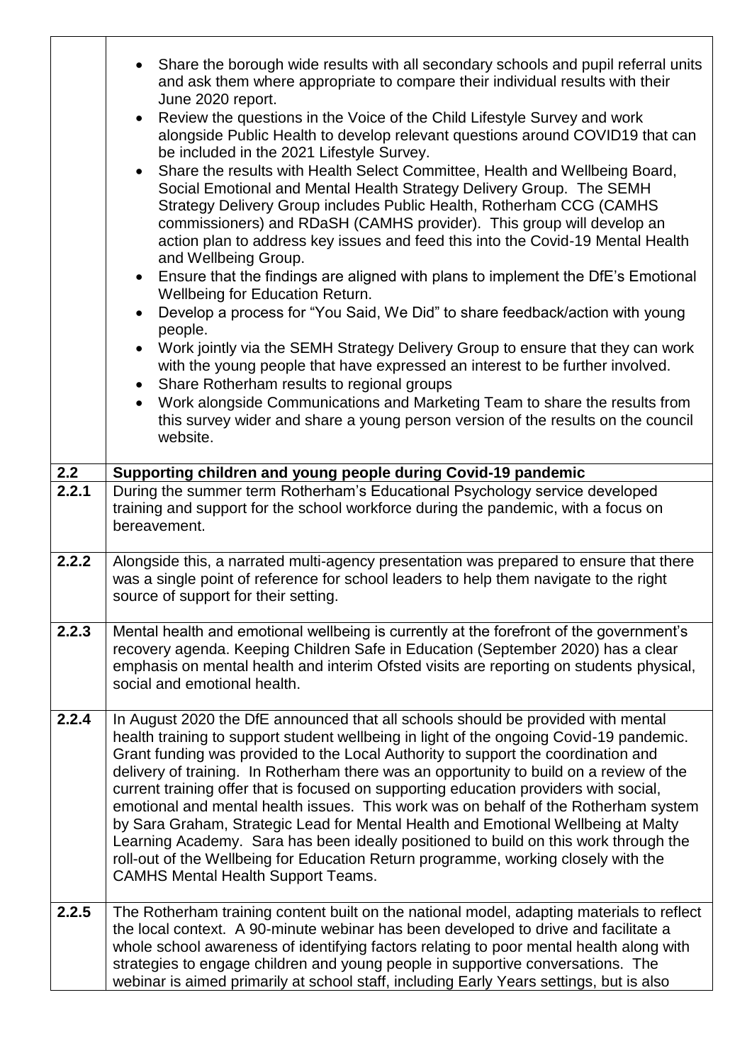| | |
|---|---|
| | • Share the borough wide results with all secondary schools and pupil referral units and ask them where appropriate to compare their individual results with their June 2020 report.<br>• Review the questions in the Voice of the Child Lifestyle Survey and work alongside Public Health to develop relevant questions around COVID19 that can be included in the 2021 Lifestyle Survey.<br>• Share the results with Health Select Committee, Health and Wellbeing Board, Social Emotional and Mental Health Strategy Delivery Group. The SEMH Strategy Delivery Group includes Public Health, Rotherham CCG (CAMHS commissioners) and RDaSH (CAMHS provider). This group will develop an action plan to address key issues and feed this into the Covid-19 Mental Health and Wellbeing Group.<br>• Ensure that the findings are aligned with plans to implement the DfE's Emotional Wellbeing for Education Return.<br>• Develop a process for "You Said, We Did" to share feedback/action with young people.<br>• Work jointly via the SEMH Strategy Delivery Group to ensure that they can work with the young people that have expressed an interest to be further involved.<br>• Share Rotherham results to regional groups<br>• Work alongside Communications and Marketing Team to share the results from this survey wider and share a young person version of the results on the council website. |
| **2.2** | **Supporting children and young people during Covid-19 pandemic** |
| **2.2.1** | During the summer term Rotherham's Educational Psychology service developed training and support for the school workforce during the pandemic, with a focus on bereavement. |
| **2.2.2** | Alongside this, a narrated multi-agency presentation was prepared to ensure that there was a single point of reference for school leaders to help them navigate to the right source of support for their setting. |
| **2.2.3** | Mental health and emotional wellbeing is currently at the forefront of the government's recovery agenda. Keeping Children Safe in Education (September 2020) has a clear emphasis on mental health and interim Ofsted visits are reporting on students physical, social and emotional health. |
| **2.2.4** | In August 2020 the DfE announced that all schools should be provided with mental health training to support student wellbeing in light of the ongoing Covid-19 pandemic. Grant funding was provided to the Local Authority to support the coordination and delivery of training. In Rotherham there was an opportunity to build on a review of the current training offer that is focused on supporting education providers with social, emotional and mental health issues. This work was on behalf of the Rotherham system by Sara Graham, Strategic Lead for Mental Health and Emotional Wellbeing at Malty Learning Academy. Sara has been ideally positioned to build on this work through the roll-out of the Wellbeing for Education Return programme, working closely with the CAMHS Mental Health Support Teams. |
| **2.2.5** | The Rotherham training content built on the national model, adapting materials to reflect the local context. A 90-minute webinar has been developed to drive and facilitate a whole school awareness of identifying factors relating to poor mental health along with strategies to engage children and young people in supportive conversations. The webinar is aimed primarily at school staff, including Early Years settings, but is also |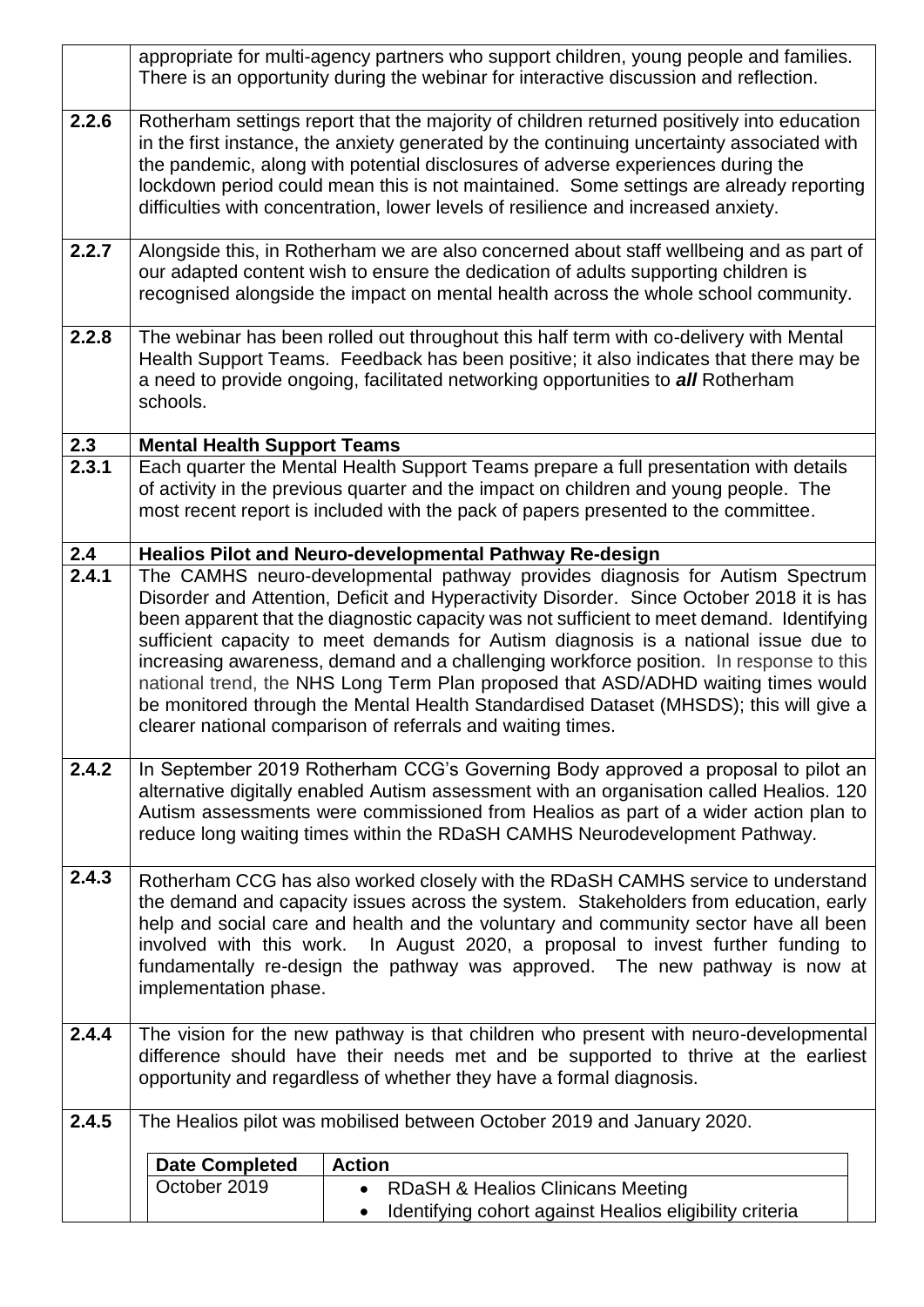appropriate for multi-agency partners who support children, young people and families. There is an opportunity during the webinar for interactive discussion and reflection.

**2.2.6** Rotherham settings report that the majority of children returned positively into education in the first instance, the anxiety generated by the continuing uncertainty associated with the pandemic, along with potential disclosures of adverse experiences during the lockdown period could mean this is not maintained. Some settings are already reporting difficulties with concentration, lower levels of resilience and increased anxiety.

**2.2.7** Alongside this, in Rotherham we are also concerned about staff wellbeing and as part of our adapted content wish to ensure the dedication of adults supporting children is recognised alongside the impact on mental health across the whole school community.

**2.2.8** The webinar has been rolled out throughout this half term with co-delivery with Mental Health Support Teams. Feedback has been positive; it also indicates that there may be a need to provide ongoing, facilitated networking opportunities to ***all*** Rotherham schools.

## 2.3 Mental Health Support Teams

**2.3.1** Each quarter the Mental Health Support Teams prepare a full presentation with details of activity in the previous quarter and the impact on children and young people. The most recent report is included with the pack of papers presented to the committee.

## 2.4 Healios Pilot and Neuro-developmental Pathway Re-design

**2.4.1** The CAMHS neuro-developmental pathway provides diagnosis for Autism Spectrum Disorder and Attention, Deficit and Hyperactivity Disorder. Since October 2018 it is has been apparent that the diagnostic capacity was not sufficient to meet demand. Identifying sufficient capacity to meet demands for Autism diagnosis is a national issue due to increasing awareness, demand and a challenging workforce position. In response to this national trend, the NHS Long Term Plan proposed that ASD/ADHD waiting times would be monitored through the Mental Health Standardised Dataset (MHSDS); this will give a clearer national comparison of referrals and waiting times.

**2.4.2** In September 2019 Rotherham CCG's Governing Body approved a proposal to pilot an alternative digitally enabled Autism assessment with an organisation called Healios. 120 Autism assessments were commissioned from Healios as part of a wider action plan to reduce long waiting times within the RDaSH CAMHS Neurodevelopment Pathway.

**2.4.3** Rotherham CCG has also worked closely with the RDaSH CAMHS service to understand the demand and capacity issues across the system. Stakeholders from education, early help and social care and health and the voluntary and community sector have all been involved with this work. In August 2020, a proposal to invest further funding to fundamentally re-design the pathway was approved. The new pathway is now at implementation phase.

**2.4.4** The vision for the new pathway is that children who present with neuro-developmental difference should have their needs met and be supported to thrive at the earliest opportunity and regardless of whether they have a formal diagnosis.

**2.4.5** The Healios pilot was mobilised between October 2019 and January 2020.

| Date Completed | Action |
|---|---|
| October 2019 | • RDaSH & Healios Clinicans Meeting<br>• Identifying cohort against Healios eligibility criteria |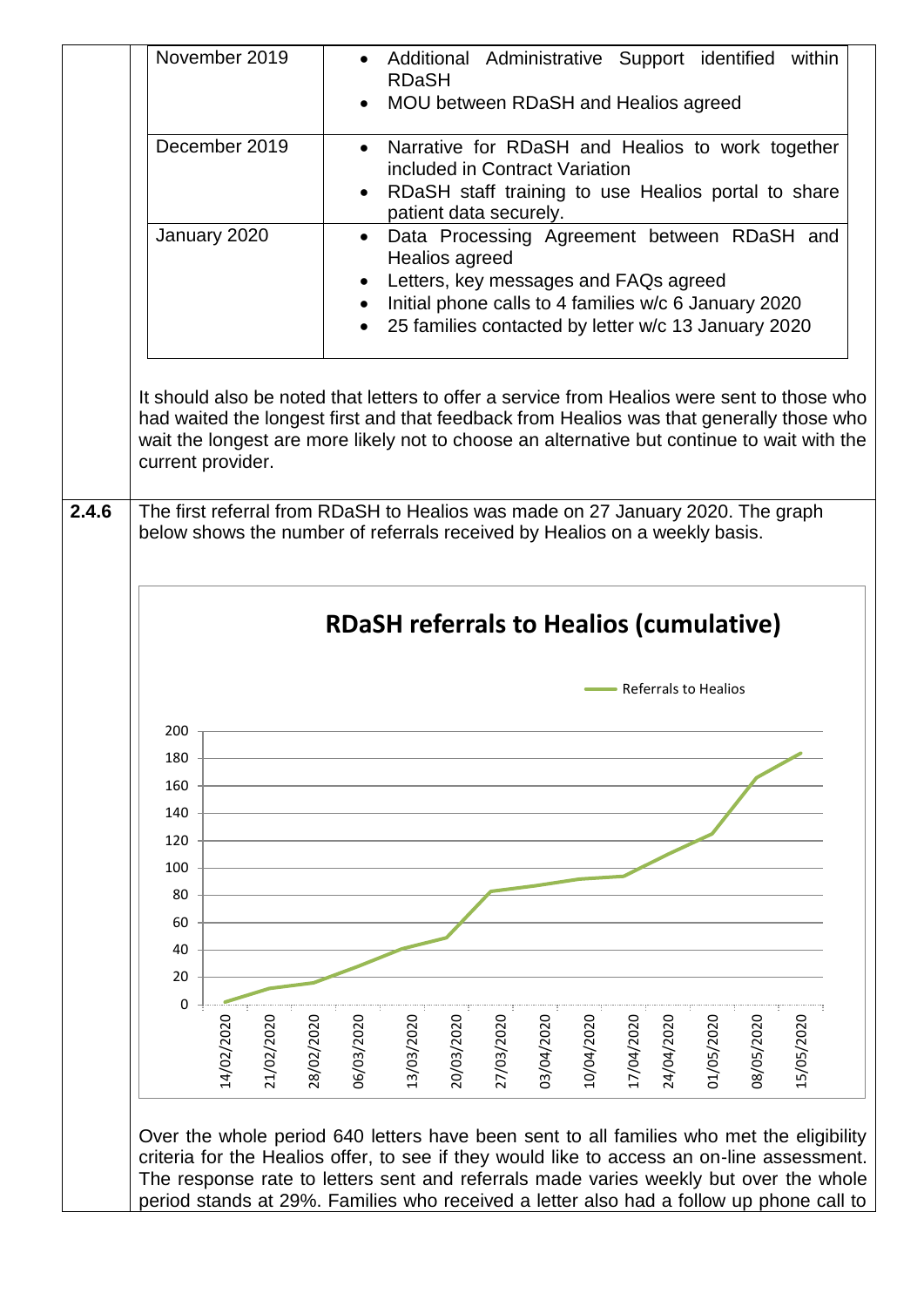| | |
|---|---|
| November 2019 | • Additional Administrative Support identified within RDaSH<br>• MOU between RDaSH and Healios agreed |
| December 2019 | • Narrative for RDaSH and Healios to work together included in Contract Variation<br>• RDaSH staff training to use Healios portal to share patient data securely. |
| January 2020 | • Data Processing Agreement between RDaSH and Healios agreed<br>• Letters, key messages and FAQs agreed<br>• Initial phone calls to 4 families w/c 6 January 2020<br>• 25 families contacted by letter w/c 13 January 2020 |

It should also be noted that letters to offer a service from Healios were sent to those who had waited the longest first and that feedback from Healios was that generally those who wait the longest are more likely not to choose an alternative but continue to wait with the current provider.

**2.4.6** The first referral from RDaSH to Healios was made on 27 January 2020. The graph below shows the number of referrals received by Healios on a weekly basis.

**RDaSH referrals to Healios (cumulative)**

Referrals to Healios

| Week | Referrals to Healios |
|---|---|
| 14/02/2020 | 2 |
| 21/02/2020 | 12 |
| 28/02/2020 | 16 |
| 06/03/2020 | 28 |
| 13/03/2020 | 41 |
| 20/03/2020 | 49 |
| 27/03/2020 | 83 |
| 03/04/2020 | 87 |
| 10/04/2020 | 92 |
| 17/04/2020 | 94 |
| 24/04/2020 | 110 |
| 01/05/2020 | 125 |
| 08/05/2020 | 166 |
| 15/05/2020 | 184 |

Over the whole period 640 letters have been sent to all families who met the eligibility criteria for the Healios offer, to see if they would like to access an on-line assessment. The response rate to letters sent and referrals made varies weekly but over the whole period stands at 29%. Families who received a letter also had a follow up phone call to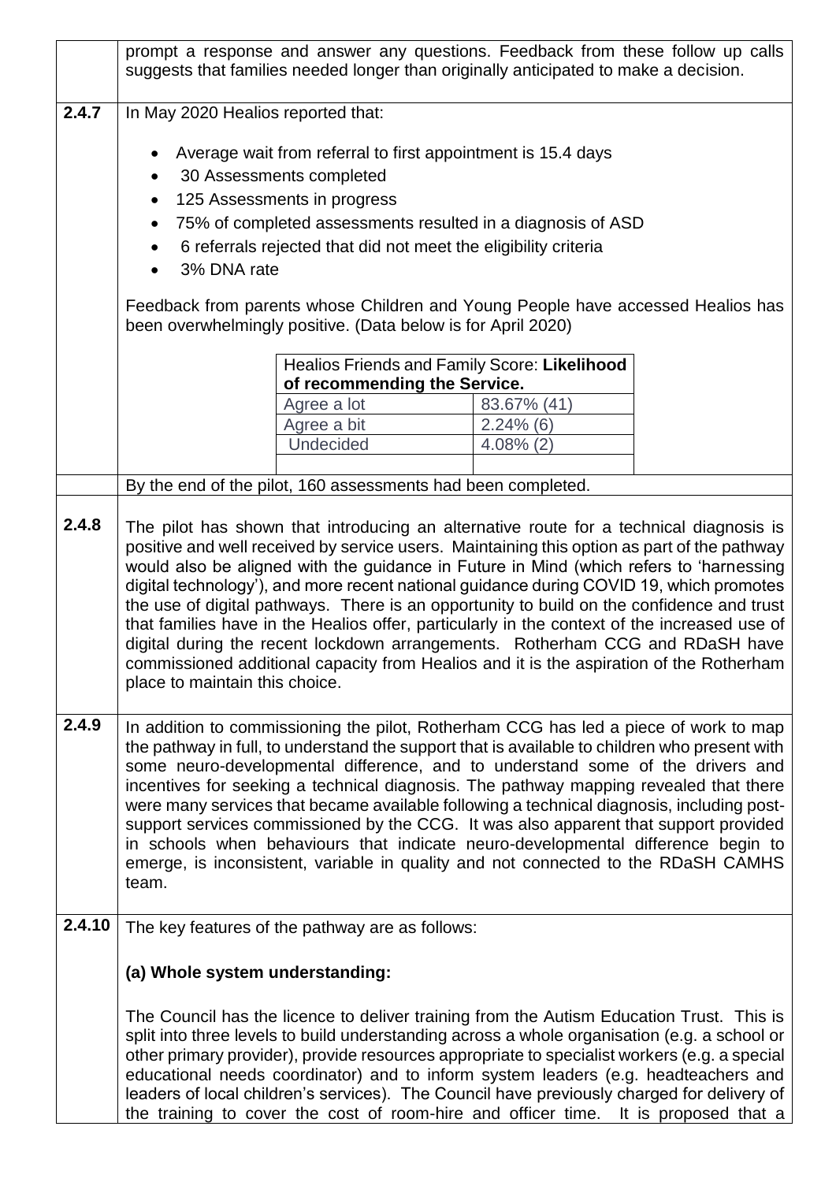prompt a response and answer any questions. Feedback from these follow up calls suggests that families needed longer than originally anticipated to make a decision.

**2.4.7** In May 2020 Healios reported that:

- Average wait from referral to first appointment is 15.4 days
- 30 Assessments completed
- 125 Assessments in progress
- 75% of completed assessments resulted in a diagnosis of ASD
- 6 referrals rejected that did not meet the eligibility criteria
- 3% DNA rate

Feedback from parents whose Children and Young People have accessed Healios has been overwhelmingly positive. (Data below is for April 2020)

| Healios Friends and Family Score: **Likelihood of recommending the Service.** | |
|---|---|
| Agree a lot | 83.67% (41) |
| Agree a bit | 2.24% (6) |
| Undecided | 4.08% (2) |
| | |

By the end of the pilot, 160 assessments had been completed.

**2.4.8** The pilot has shown that introducing an alternative route for a technical diagnosis is positive and well received by service users. Maintaining this option as part of the pathway would also be aligned with the guidance in Future in Mind (which refers to 'harnessing digital technology'), and more recent national guidance during COVID 19, which promotes the use of digital pathways. There is an opportunity to build on the confidence and trust that families have in the Healios offer, particularly in the context of the increased use of digital during the recent lockdown arrangements. Rotherham CCG and RDaSH have commissioned additional capacity from Healios and it is the aspiration of the Rotherham place to maintain this choice.

**2.4.9** In addition to commissioning the pilot, Rotherham CCG has led a piece of work to map the pathway in full, to understand the support that is available to children who present with some neuro-developmental difference, and to understand some of the drivers and incentives for seeking a technical diagnosis. The pathway mapping revealed that there were many services that became available following a technical diagnosis, including post-support services commissioned by the CCG. It was also apparent that support provided in schools when behaviours that indicate neuro-developmental difference begin to emerge, is inconsistent, variable in quality and not connected to the RDaSH CAMHS team.

**2.4.10** The key features of the pathway are as follows:

**(a) Whole system understanding:**

The Council has the licence to deliver training from the Autism Education Trust. This is split into three levels to build understanding across a whole organisation (e.g. a school or other primary provider), provide resources appropriate to specialist workers (e.g. a special educational needs coordinator) and to inform system leaders (e.g. headteachers and leaders of local children's services). The Council have previously charged for delivery of the training to cover the cost of room-hire and officer time. It is proposed that a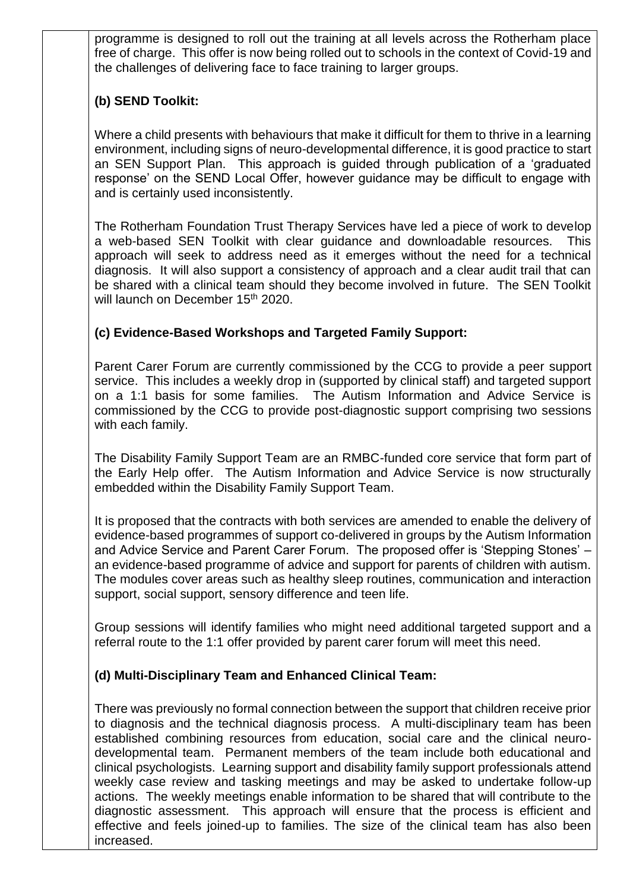programme is designed to roll out the training at all levels across the Rotherham place free of charge. This offer is now being rolled out to schools in the context of Covid-19 and the challenges of delivering face to face training to larger groups.

**(b) SEND Toolkit:**

Where a child presents with behaviours that make it difficult for them to thrive in a learning environment, including signs of neuro-developmental difference, it is good practice to start an SEN Support Plan. This approach is guided through publication of a 'graduated response' on the SEND Local Offer, however guidance may be difficult to engage with and is certainly used inconsistently.

The Rotherham Foundation Trust Therapy Services have led a piece of work to develop a web-based SEN Toolkit with clear guidance and downloadable resources. This approach will seek to address need as it emerges without the need for a technical diagnosis. It will also support a consistency of approach and a clear audit trail that can be shared with a clinical team should they become involved in future. The SEN Toolkit will launch on December 15th 2020.

**(c) Evidence-Based Workshops and Targeted Family Support:**

Parent Carer Forum are currently commissioned by the CCG to provide a peer support service. This includes a weekly drop in (supported by clinical staff) and targeted support on a 1:1 basis for some families. The Autism Information and Advice Service is commissioned by the CCG to provide post-diagnostic support comprising two sessions with each family.

The Disability Family Support Team are an RMBC-funded core service that form part of the Early Help offer. The Autism Information and Advice Service is now structurally embedded within the Disability Family Support Team.

It is proposed that the contracts with both services are amended to enable the delivery of evidence-based programmes of support co-delivered in groups by the Autism Information and Advice Service and Parent Carer Forum. The proposed offer is 'Stepping Stones' – an evidence-based programme of advice and support for parents of children with autism. The modules cover areas such as healthy sleep routines, communication and interaction support, social support, sensory difference and teen life.

Group sessions will identify families who might need additional targeted support and a referral route to the 1:1 offer provided by parent carer forum will meet this need.

**(d) Multi-Disciplinary Team and Enhanced Clinical Team:**

There was previously no formal connection between the support that children receive prior to diagnosis and the technical diagnosis process. A multi-disciplinary team has been established combining resources from education, social care and the clinical neuro-developmental team. Permanent members of the team include both educational and clinical psychologists. Learning support and disability family support professionals attend weekly case review and tasking meetings and may be asked to undertake follow-up actions. The weekly meetings enable information to be shared that will contribute to the diagnostic assessment. This approach will ensure that the process is efficient and effective and feels joined-up to families. The size of the clinical team has also been increased.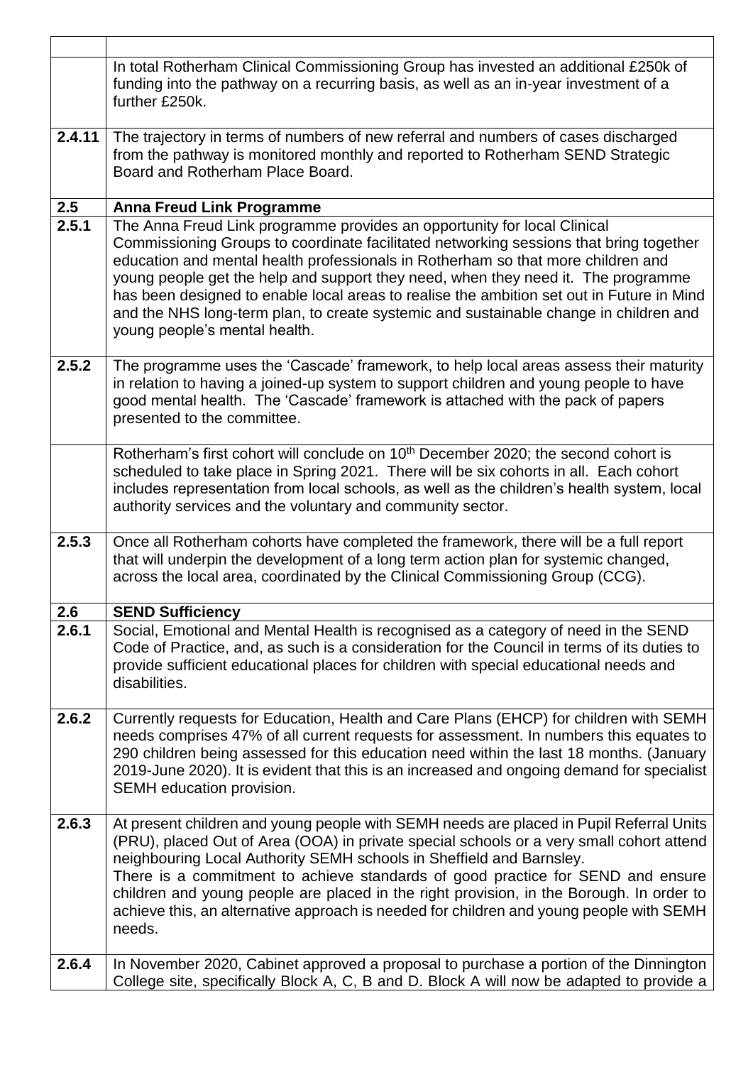| | |
|---|---|
| | In total Rotherham Clinical Commissioning Group has invested an additional £250k of funding into the pathway on a recurring basis, as well as an in-year investment of a further £250k. |
| **2.4.11** | The trajectory in terms of numbers of new referral and numbers of cases discharged from the pathway is monitored monthly and reported to Rotherham SEND Strategic Board and Rotherham Place Board. |
| **2.5** | **Anna Freud Link Programme** |
| **2.5.1** | The Anna Freud Link programme provides an opportunity for local Clinical Commissioning Groups to coordinate facilitated networking sessions that bring together education and mental health professionals in Rotherham so that more children and young people get the help and support they need, when they need it. The programme has been designed to enable local areas to realise the ambition set out in Future in Mind and the NHS long-term plan, to create systemic and sustainable change in children and young people's mental health. |
| **2.5.2** | The programme uses the 'Cascade' framework, to help local areas assess their maturity in relation to having a joined-up system to support children and young people to have good mental health. The 'Cascade' framework is attached with the pack of papers presented to the committee. |
| | Rotherham's first cohort will conclude on 10th December 2020; the second cohort is scheduled to take place in Spring 2021. There will be six cohorts in all. Each cohort includes representation from local schools, as well as the children's health system, local authority services and the voluntary and community sector. |
| **2.5.3** | Once all Rotherham cohorts have completed the framework, there will be a full report that will underpin the development of a long term action plan for systemic changed, across the local area, coordinated by the Clinical Commissioning Group (CCG). |
| **2.6** | **SEND Sufficiency** |
| **2.6.1** | Social, Emotional and Mental Health is recognised as a category of need in the SEND Code of Practice, and, as such is a consideration for the Council in terms of its duties to provide sufficient educational places for children with special educational needs and disabilities. |
| **2.6.2** | Currently requests for Education, Health and Care Plans (EHCP) for children with SEMH needs comprises 47% of all current requests for assessment. In numbers this equates to 290 children being assessed for this education need within the last 18 months. (January 2019-June 2020). It is evident that this is an increased and ongoing demand for specialist SEMH education provision. |
| **2.6.3** | At present children and young people with SEMH needs are placed in Pupil Referral Units (PRU), placed Out of Area (OOA) in private special schools or a very small cohort attend neighbouring Local Authority SEMH schools in Sheffield and Barnsley. There is a commitment to achieve standards of good practice for SEND and ensure children and young people are placed in the right provision, in the Borough. In order to achieve this, an alternative approach is needed for children and young people with SEMH needs. |
| **2.6.4** | In November 2020, Cabinet approved a proposal to purchase a portion of the Dinnington College site, specifically Block A, C, B and D. Block A will now be adapted to provide a |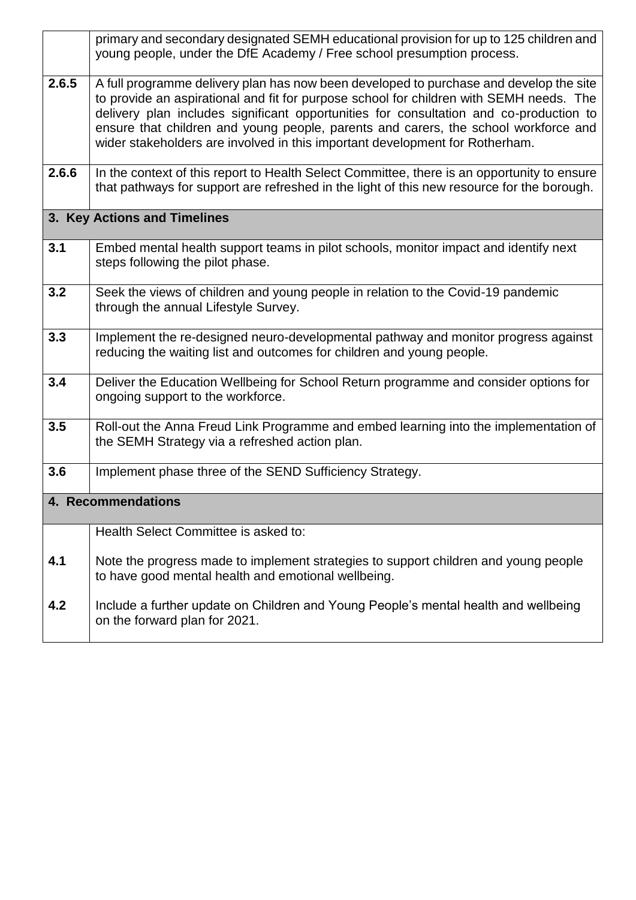| | |
|---|---|
| | primary and secondary designated SEMH educational provision for up to 125 children and young people, under the DfE Academy / Free school presumption process. |
| **2.6.5** | A full programme delivery plan has now been developed to purchase and develop the site to provide an aspirational and fit for purpose school for children with SEMH needs. The delivery plan includes significant opportunities for consultation and co-production to ensure that children and young people, parents and carers, the school workforce and wider stakeholders are involved in this important development for Rotherham. |
| **2.6.6** | In the context of this report to Health Select Committee, there is an opportunity to ensure that pathways for support are refreshed in the light of this new resource for the borough. |
| **3. Key Actions and Timelines** | |
| **3.1** | Embed mental health support teams in pilot schools, monitor impact and identify next steps following the pilot phase. |
| **3.2** | Seek the views of children and young people in relation to the Covid-19 pandemic through the annual Lifestyle Survey. |
| **3.3** | Implement the re-designed neuro-developmental pathway and monitor progress against reducing the waiting list and outcomes for children and young people. |
| **3.4** | Deliver the Education Wellbeing for School Return programme and consider options for ongoing support to the workforce. |
| **3.5** | Roll-out the Anna Freud Link Programme and embed learning into the implementation of the SEMH Strategy via a refreshed action plan. |
| **3.6** | Implement phase three of the SEND Sufficiency Strategy. |
| **4. Recommendations** | |
| | Health Select Committee is asked to: |
| **4.1** | Note the progress made to implement strategies to support children and young people to have good mental health and emotional wellbeing. |
| **4.2** | Include a further update on Children and Young People's mental health and wellbeing on the forward plan for 2021. |